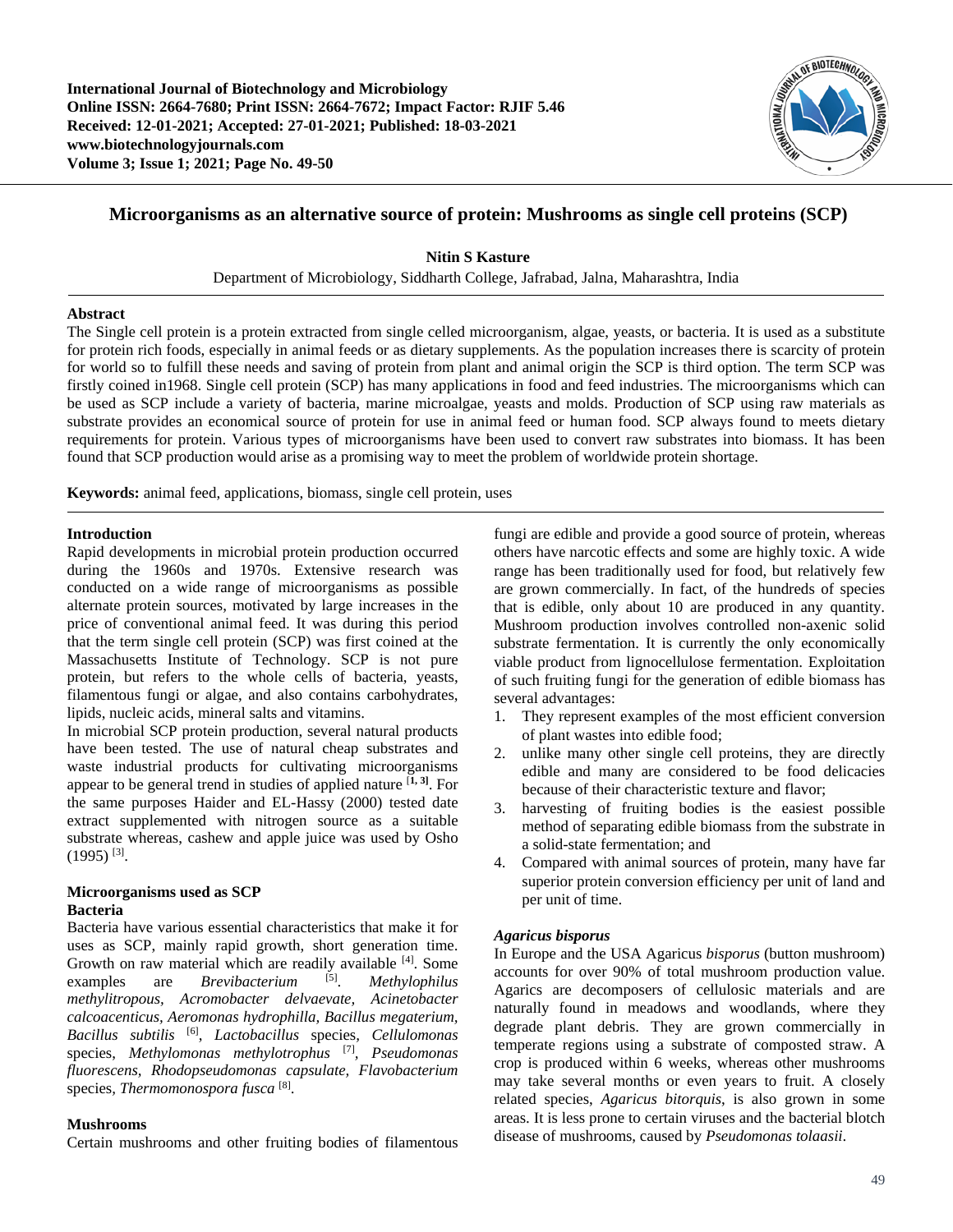International Journal of Biotechnology and Microbiology
Online ISSN: 2664-7680; Print ISSN: 2664-7672; Impact Factor: RJIF 5.46
Received: 12-01-2021; Accepted: 27-01-2021; Published: 18-03-2021
www.biotechnologyjournals.com
Volume 3; Issue 1; 2021; Page No. 49-50

# Microorganisms as an alternative source of protein: Mushrooms as single cell proteins (SCP)

**Nitin S Kasture**

Department of Microbiology, Siddharth College, Jafrabad, Jalna, Maharashtra, India

## Abstract

The Single cell protein is a protein extracted from single celled microorganism, algae, yeasts, or bacteria. It is used as a substitute for protein rich foods, especially in animal feeds or as dietary supplements. As the population increases there is scarcity of protein for world so to fulfill these needs and saving of protein from plant and animal origin the SCP is third option. The term SCP was firstly coined in1968. Single cell protein (SCP) has many applications in food and feed industries. The microorganisms which can be used as SCP include a variety of bacteria, marine microalgae, yeasts and molds. Production of SCP using raw materials as substrate provides an economical source of protein for use in animal feed or human food. SCP always found to meets dietary requirements for protein. Various types of microorganisms have been used to convert raw substrates into biomass. It has been found that SCP production would arise as a promising way to meet the problem of worldwide protein shortage.

**Keywords:** animal feed, applications, biomass, single cell protein, uses

## Introduction

Rapid developments in microbial protein production occurred during the 1960s and 1970s. Extensive research was conducted on a wide range of microorganisms as possible alternate protein sources, motivated by large increases in the price of conventional animal feed. It was during this period that the term single cell protein (SCP) was first coined at the Massachusetts Institute of Technology. SCP is not pure protein, but refers to the whole cells of bacteria, yeasts, filamentous fungi or algae, and also contains carbohydrates, lipids, nucleic acids, mineral salts and vitamins.

In microbial SCP protein production, several natural products have been tested. The use of natural cheap substrates and waste industrial products for cultivating microorganisms appear to be general trend in studies of applied nature [1, 3]. For the same purposes Haider and EL-Hassy (2000) tested date extract supplemented with nitrogen source as a suitable substrate whereas, cashew and apple juice was used by Osho (1995) [3].

## Microorganisms used as SCP

### Bacteria

Bacteria have various essential characteristics that make it for uses as SCP, mainly rapid growth, short generation time. Growth on raw material which are readily available [4]. Some examples are *Brevibacterium* [5]. *Methylophilus methylitropous, Acromobacter delvaevate, Acinetobacter calcoacenticus, Aeromonas hydrophilla, Bacillus megaterium, Bacillus subtilis* [6], *Lactobacillus* species, *Cellulomonas* species, *Methylomonas methylotrophus* [7], *Pseudomonas fluorescens, Rhodopseudomonas capsulate, Flavobacterium* species, *Thermomonospora fusca* [8].

### Mushrooms

Certain mushrooms and other fruiting bodies of filamentous fungi are edible and provide a good source of protein, whereas others have narcotic effects and some are highly toxic. A wide range has been traditionally used for food, but relatively few are grown commercially. In fact, of the hundreds of species that is edible, only about 10 are produced in any quantity. Mushroom production involves controlled non-axenic solid substrate fermentation. It is currently the only economically viable product from lignocellulose fermentation. Exploitation of such fruiting fungi for the generation of edible biomass has several advantages:

1. They represent examples of the most efficient conversion of plant wastes into edible food;
2. unlike many other single cell proteins, they are directly edible and many are considered to be food delicacies because of their characteristic texture and flavor;
3. harvesting of fruiting bodies is the easiest possible method of separating edible biomass from the substrate in a solid-state fermentation; and
4. Compared with animal sources of protein, many have far superior protein conversion efficiency per unit of land and per unit of time.

### *Agaricus bisporus*

In Europe and the USA Agaricus *bisporus* (button mushroom) accounts for over 90% of total mushroom production value. Agarics are decomposers of cellulosic materials and are naturally found in meadows and woodlands, where they degrade plant debris. They are grown commercially in temperate regions using a substrate of composted straw. A crop is produced within 6 weeks, whereas other mushrooms may take several months or even years to fruit. A closely related species, *Agaricus bitorquis*, is also grown in some areas. It is less prone to certain viruses and the bacterial blotch disease of mushrooms, caused by *Pseudomonas tolaasii*.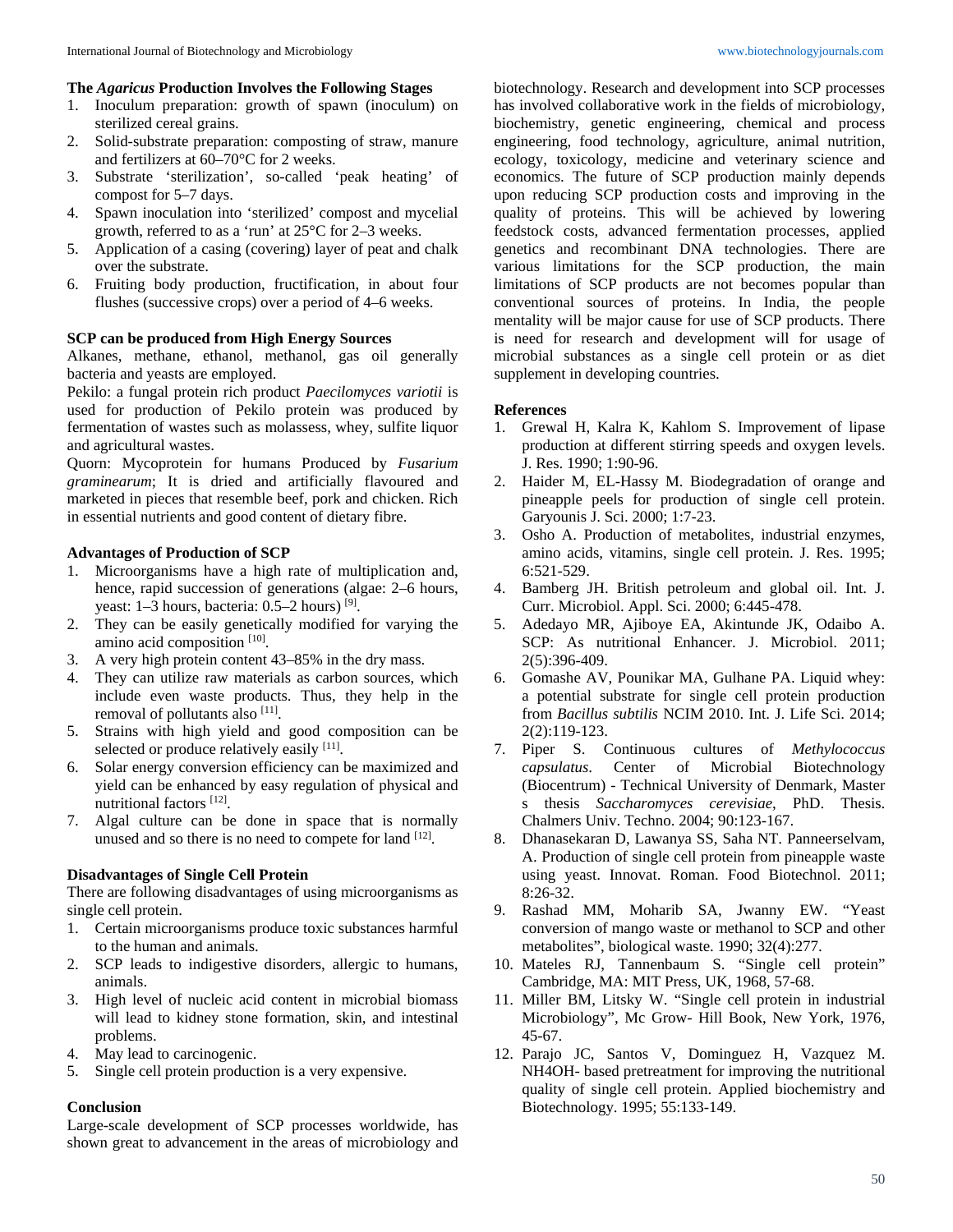### The *Agaricus* Production Involves the Following Stages

1. Inoculum preparation: growth of spawn (inoculum) on sterilized cereal grains.
2. Solid-substrate preparation: composting of straw, manure and fertilizers at 60–70°C for 2 weeks.
3. Substrate 'sterilization', so-called 'peak heating' of compost for 5–7 days.
4. Spawn inoculation into 'sterilized' compost and mycelial growth, referred to as a 'run' at 25°C for 2–3 weeks.
5. Application of a casing (covering) layer of peat and chalk over the substrate.
6. Fruiting body production, fructification, in about four flushes (successive crops) over a period of 4–6 weeks.

### SCP can be produced from High Energy Sources

Alkanes, methane, ethanol, methanol, gas oil generally bacteria and yeasts are employed.

Pekilo: a fungal protein rich product *Paecilomyces variotii* is used for production of Pekilo protein was produced by fermentation of wastes such as molassess, whey, sulfite liquor and agricultural wastes.

Quorn: Mycoprotein for humans Produced by *Fusarium graminearum*; It is dried and artificially flavoured and marketed in pieces that resemble beef, pork and chicken. Rich in essential nutrients and good content of dietary fibre.

### Advantages of Production of SCP

1. Microorganisms have a high rate of multiplication and, hence, rapid succession of generations (algae: 2–6 hours, yeast: 1–3 hours, bacteria: 0.5–2 hours) [9].
2. They can be easily genetically modified for varying the amino acid composition [10].
3. A very high protein content 43–85% in the dry mass.
4. They can utilize raw materials as carbon sources, which include even waste products. Thus, they help in the removal of pollutants also [11].
5. Strains with high yield and good composition can be selected or produce relatively easily [11].
6. Solar energy conversion efficiency can be maximized and yield can be enhanced by easy regulation of physical and nutritional factors [12].
7. Algal culture can be done in space that is normally unused and so there is no need to compete for land [12].

### Disadvantages of Single Cell Protein

There are following disadvantages of using microorganisms as single cell protein.

1. Certain microorganisms produce toxic substances harmful to the human and animals.
2. SCP leads to indigestive disorders, allergic to humans, animals.
3. High level of nucleic acid content in microbial biomass will lead to kidney stone formation, skin, and intestinal problems.
4. May lead to carcinogenic.
5. Single cell protein production is a very expensive.

### Conclusion

Large-scale development of SCP processes worldwide, has shown great to advancement in the areas of microbiology and biotechnology. Research and development into SCP processes has involved collaborative work in the fields of microbiology, biochemistry, genetic engineering, chemical and process engineering, food technology, agriculture, animal nutrition, ecology, toxicology, medicine and veterinary science and economics. The future of SCP production mainly depends upon reducing SCP production costs and improving in the quality of proteins. This will be achieved by lowering feedstock costs, advanced fermentation processes, applied genetics and recombinant DNA technologies. There are various limitations for the SCP production, the main limitations of SCP products are not becomes popular than conventional sources of proteins. In India, the people mentality will be major cause for use of SCP products. There is need for research and development will for usage of microbial substances as a single cell protein or as diet supplement in developing countries.

### References

1. Grewal H, Kalra K, Kahlom S. Improvement of lipase production at different stirring speeds and oxygen levels. J. Res. 1990; 1:90-96.
2. Haider M, EL-Hassy M. Biodegradation of orange and pineapple peels for production of single cell protein. Garyounis J. Sci. 2000; 1:7-23.
3. Osho A. Production of metabolites, industrial enzymes, amino acids, vitamins, single cell protein. J. Res. 1995; 6:521-529.
4. Bamberg JH. British petroleum and global oil. Int. J. Curr. Microbiol. Appl. Sci. 2000; 6:445-478.
5. Adedayo MR, Ajiboye EA, Akintunde JK, Odaibo A. SCP: As nutritional Enhancer. J. Microbiol. 2011; 2(5):396-409.
6. Gomashe AV, Pounikar MA, Gulhane PA. Liquid whey: a potential substrate for single cell protein production from *Bacillus subtilis* NCIM 2010. Int. J. Life Sci. 2014; 2(2):119-123.
7. Piper S. Continuous cultures of *Methylococcus capsulatus*. Center of Microbial Biotechnology (Biocentrum) - Technical University of Denmark, Master s thesis *Saccharomyces cerevisiae*, PhD. Thesis. Chalmers Univ. Techno. 2004; 90:123-167.
8. Dhanasekaran D, Lawanya SS, Saha NT. Panneerselvam, A. Production of single cell protein from pineapple waste using yeast. Innovat. Roman. Food Biotechnol. 2011; 8:26-32.
9. Rashad MM, Moharib SA, Jwanny EW. "Yeast conversion of mango waste or methanol to SCP and other metabolites", biological waste. 1990; 32(4):277.
10. Mateles RJ, Tannenbaum S. "Single cell protein" Cambridge, MA: MIT Press, UK, 1968, 57-68.
11. Miller BM, Litsky W. "Single cell protein in industrial Microbiology", Mc Grow- Hill Book, New York, 1976, 45-67.
12. Parajo JC, Santos V, Dominguez H, Vazquez M. NH4OH- based pretreatment for improving the nutritional quality of single cell protein. Applied biochemistry and Biotechnology. 1995; 55:133-149.